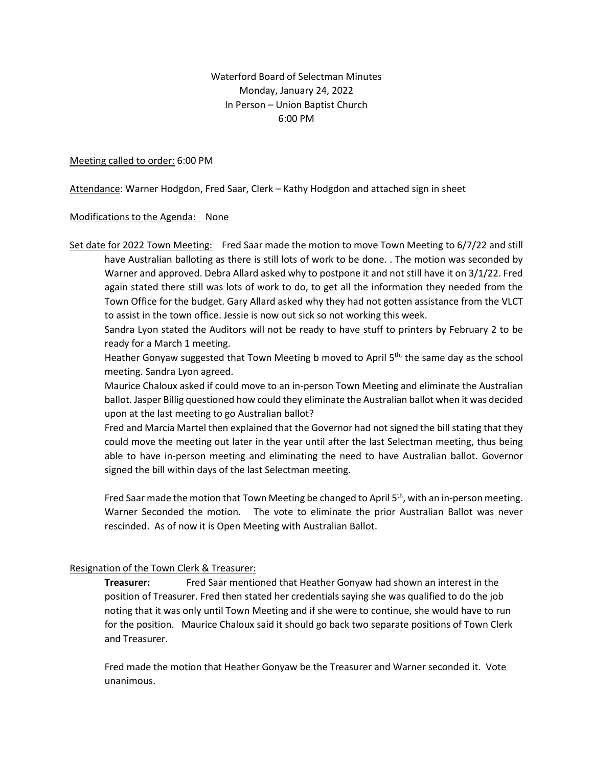Waterford Board of Selectman Minutes
Monday, January 24, 2022
In Person – Union Baptist Church
6:00 PM

Meeting called to order: 6:00 PM

Attendance: Warner Hodgdon, Fred Saar, Clerk – Kathy Hodgdon and attached sign in sheet

Modifications to the Agenda: None

Set date for 2022 Town Meeting: Fred Saar made the motion to move Town Meeting to 6/7/22 and still have Australian balloting as there is still lots of work to be done. . The motion was seconded by Warner and approved. Debra Allard asked why to postpone it and not still have it on 3/1/22. Fred again stated there still was lots of work to do, to get all the information they needed from the Town Office for the budget. Gary Allard asked why they had not gotten assistance from the VLCT to assist in the town office. Jessie is now out sick so not working this week.

Sandra Lyon stated the Auditors will not be ready to have stuff to printers by February 2 to be ready for a March 1 meeting.

Heather Gonyaw suggested that Town Meeting b moved to April 5th, the same day as the school meeting. Sandra Lyon agreed.

Maurice Chaloux asked if could move to an in-person Town Meeting and eliminate the Australian ballot. Jasper Billig questioned how could they eliminate the Australian ballot when it was decided upon at the last meeting to go Australian ballot?

Fred and Marcia Martel then explained that the Governor had not signed the bill stating that they could move the meeting out later in the year until after the last Selectman meeting, thus being able to have in-person meeting and eliminating the need to have Australian ballot. Governor signed the bill within days of the last Selectman meeting.

Fred Saar made the motion that Town Meeting be changed to April 5th, with an in-person meeting. Warner Seconded the motion. The vote to eliminate the prior Australian Ballot was never rescinded. As of now it is Open Meeting with Australian Ballot.

Resignation of the Town Clerk & Treasurer:

**Treasurer:** Fred Saar mentioned that Heather Gonyaw had shown an interest in the position of Treasurer. Fred then stated her credentials saying she was qualified to do the job noting that it was only until Town Meeting and if she were to continue, she would have to run for the position. Maurice Chaloux said it should go back two separate positions of Town Clerk and Treasurer.

Fred made the motion that Heather Gonyaw be the Treasurer and Warner seconded it. Vote unanimous.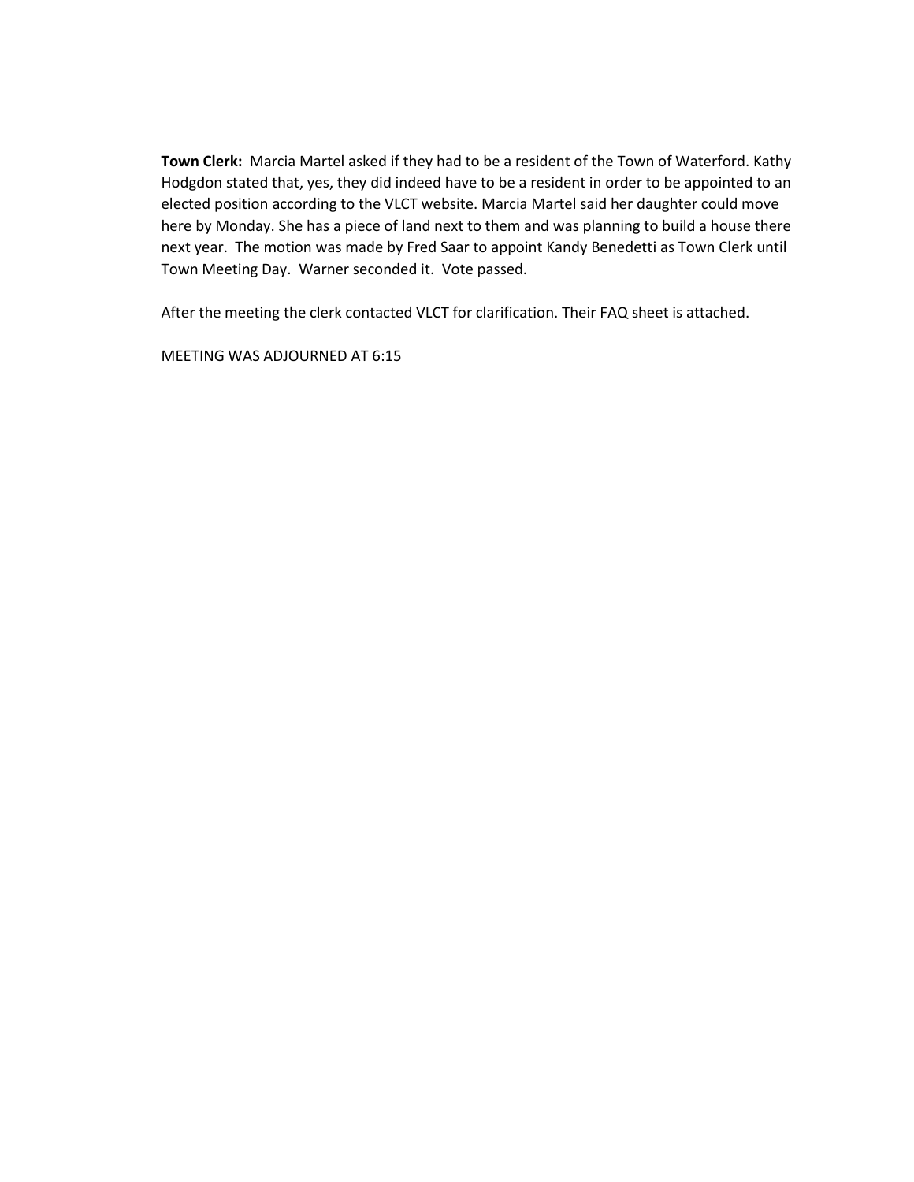**Town Clerk:** Marcia Martel asked if they had to be a resident of the Town of Waterford. Kathy Hodgdon stated that, yes, they did indeed have to be a resident in order to be appointed to an elected position according to the VLCT website. Marcia Martel said her daughter could move here by Monday. She has a piece of land next to them and was planning to build a house there next year. The motion was made by Fred Saar to appoint Kandy Benedetti as Town Clerk until Town Meeting Day. Warner seconded it. Vote passed.

After the meeting the clerk contacted VLCT for clarification. Their FAQ sheet is attached.

MEETING WAS ADJOURNED AT 6:15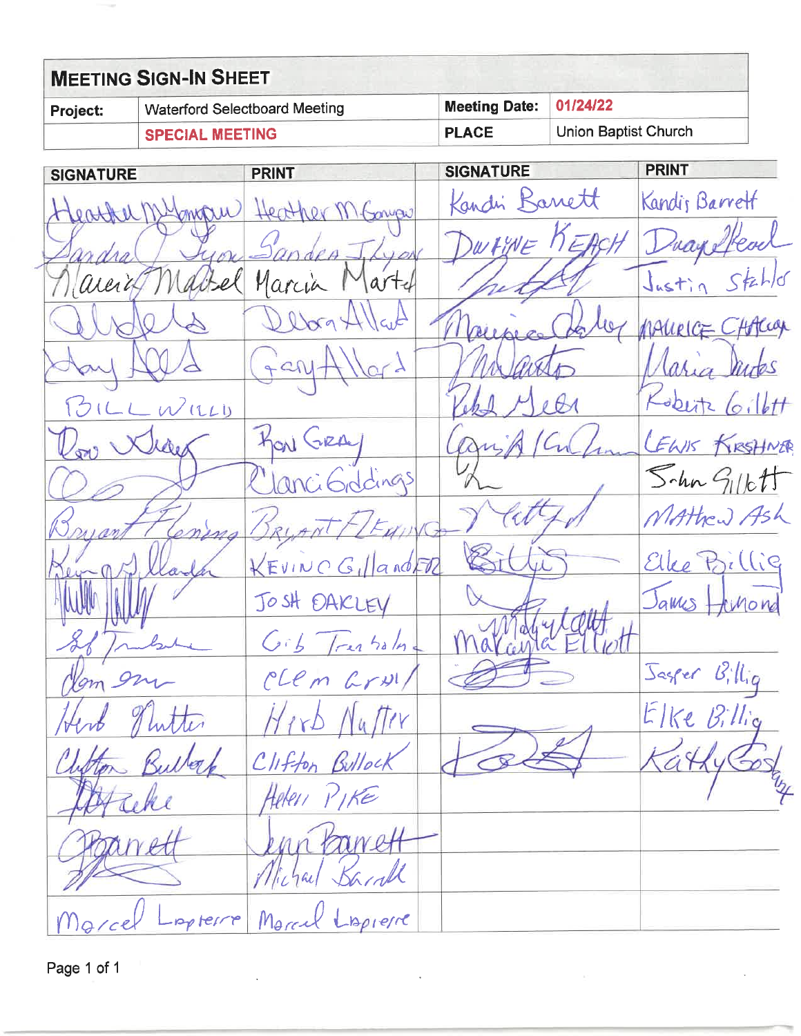# MEETING SIGN-IN SHEET

| Project: | Waterford Selectboard Meeting | Meeting Date: | 01/24/22 |
|---|---|---|---|
| | SPECIAL MEETING | PLACE | Union Baptist Church |

| SIGNATURE | PRINT | SIGNATURE | PRINT |
|---|---|---|---|
| Heather McGowan | Heather McGowan | Kandi Barrett | Kandis Barrett |
| Sandra J Lyon | Sandra J Lyon | DUANE KEACH | Duane Keach |
| Marcia Martel | Marcia Martel | | Justin Stahls |
| | Debora Allard | Maurice Chaloux | MAURICE CHALOUX |
| Gary Allard | Gary Allard | M Dantos | Maria Dantos |
| BILL WILLD | | Robert Gillett | Robert Gillett |
| Ron Gray | RON GRAY | | LEWIS KIRSHNER |
| | Clanci Giddings | | John Gillett |
| Bryant Fleming | BRYANT FLEMING | | Mathew Ash |
| Kevin Gillander | KEVIN C GILLANDER | Billig | Elke Billig |
| | JOSH OAKLEY | | James Hamond |
| Gib Trenholm | Gib Trenholm | Makayla Elliott | Makayla Elliott |
| Clem Gray | CLEM GRAY | | Jasper Billig |
| Herb Nutter | Herb Nutter | | Elke Billig |
| Clifton Bullock | Clifton Bullock | | Kathy Gosby |
| | Helen PIKE | | |
| Barrett | Lynn Barrett | | |
| | Michael Barrett | | |
| Marcel Lapierre | Marcel Lapierre | | |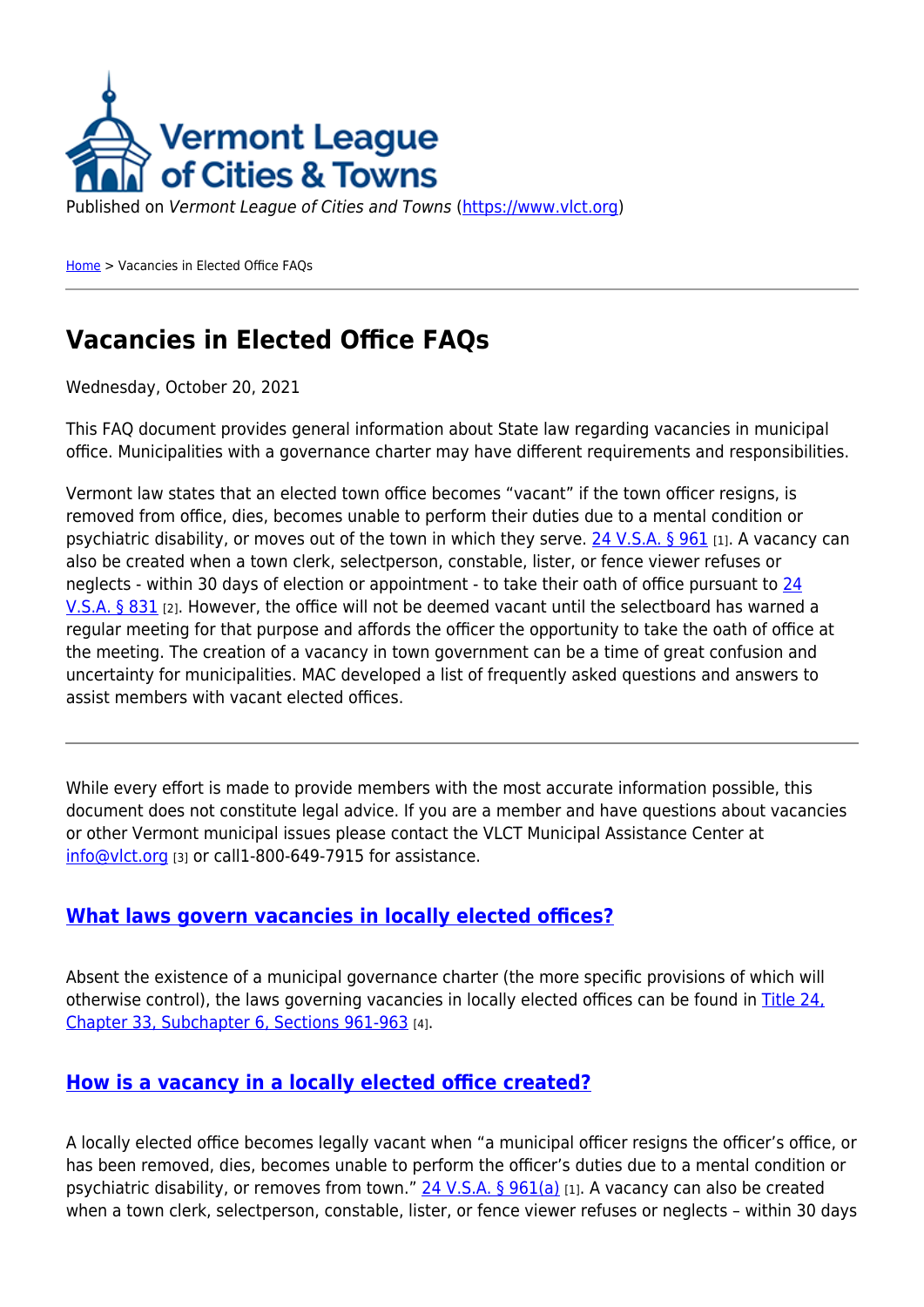Published on *Vermont League of Cities and Towns* (https://www.vlct.org)

Home > Vacancies in Elected Office FAQs

# Vacancies in Elected Office FAQs

Wednesday, October 20, 2021

This FAQ document provides general information about State law regarding vacancies in municipal office. Municipalities with a governance charter may have different requirements and responsibilities.

Vermont law states that an elected town office becomes "vacant" if the town officer resigns, is removed from office, dies, becomes unable to perform their duties due to a mental condition or psychiatric disability, or moves out of the town in which they serve. 24 V.S.A. § 961 [1]. A vacancy can also be created when a town clerk, selectperson, constable, lister, or fence viewer refuses or neglects - within 30 days of election or appointment - to take their oath of office pursuant to 24 V.S.A. § 831 [2]. However, the office will not be deemed vacant until the selectboard has warned a regular meeting for that purpose and affords the officer the opportunity to take the oath of office at the meeting. The creation of a vacancy in town government can be a time of great confusion and uncertainty for municipalities. MAC developed a list of frequently asked questions and answers to assist members with vacant elected offices.

---

While every effort is made to provide members with the most accurate information possible, this document does not constitute legal advice. If you are a member and have questions about vacancies or other Vermont municipal issues please contact the VLCT Municipal Assistance Center at info@vlct.org [3] or call1-800-649-7915 for assistance.

## What laws govern vacancies in locally elected offices?

Absent the existence of a municipal governance charter (the more specific provisions of which will otherwise control), the laws governing vacancies in locally elected offices can be found in Title 24, Chapter 33, Subchapter 6, Sections 961-963 [4].

## How is a vacancy in a locally elected office created?

A locally elected office becomes legally vacant when "a municipal officer resigns the officer's office, or has been removed, dies, becomes unable to perform the officer's duties due to a mental condition or psychiatric disability, or removes from town." 24 V.S.A. § 961(a) [1]. A vacancy can also be created when a town clerk, selectperson, constable, lister, or fence viewer refuses or neglects – within 30 days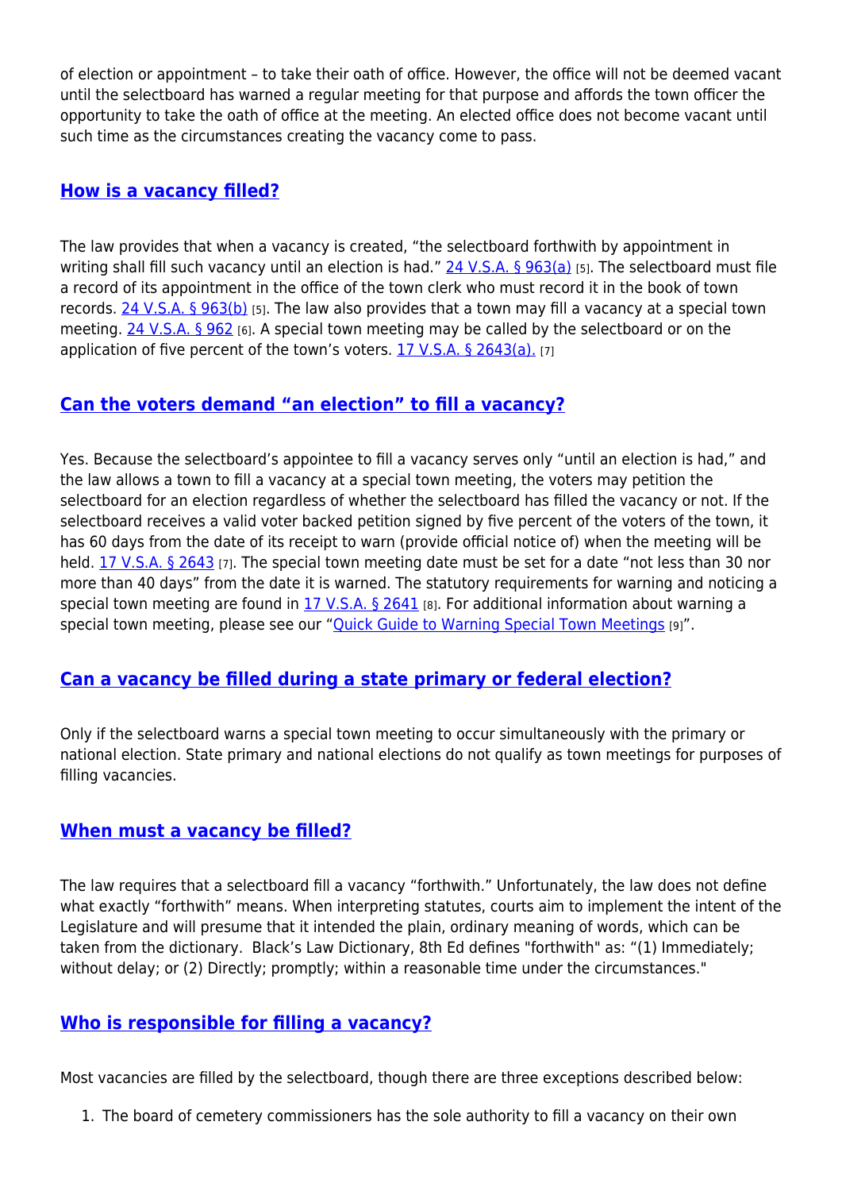of election or appointment – to take their oath of office. However, the office will not be deemed vacant until the selectboard has warned a regular meeting for that purpose and affords the town officer the opportunity to take the oath of office at the meeting. An elected office does not become vacant until such time as the circumstances creating the vacancy come to pass.

## How is a vacancy filled?

The law provides that when a vacancy is created, "the selectboard forthwith by appointment in writing shall fill such vacancy until an election is had." 24 V.S.A. § 963(a) [5]. The selectboard must file a record of its appointment in the office of the town clerk who must record it in the book of town records. 24 V.S.A. § 963(b) [5]. The law also provides that a town may fill a vacancy at a special town meeting. 24 V.S.A. § 962 [6]. A special town meeting may be called by the selectboard or on the application of five percent of the town's voters. 17 V.S.A. § 2643(a). [7]

## Can the voters demand "an election" to fill a vacancy?

Yes. Because the selectboard's appointee to fill a vacancy serves only "until an election is had," and the law allows a town to fill a vacancy at a special town meeting, the voters may petition the selectboard for an election regardless of whether the selectboard has filled the vacancy or not. If the selectboard receives a valid voter backed petition signed by five percent of the voters of the town, it has 60 days from the date of its receipt to warn (provide official notice of) when the meeting will be held. 17 V.S.A. § 2643 [7]. The special town meeting date must be set for a date "not less than 30 nor more than 40 days" from the date it is warned. The statutory requirements for warning and noticing a special town meeting are found in 17 V.S.A. § 2641 [8]. For additional information about warning a special town meeting, please see our "Quick Guide to Warning Special Town Meetings [9]".

## Can a vacancy be filled during a state primary or federal election?

Only if the selectboard warns a special town meeting to occur simultaneously with the primary or national election. State primary and national elections do not qualify as town meetings for purposes of filling vacancies.

## When must a vacancy be filled?

The law requires that a selectboard fill a vacancy "forthwith." Unfortunately, the law does not define what exactly "forthwith" means. When interpreting statutes, courts aim to implement the intent of the Legislature and will presume that it intended the plain, ordinary meaning of words, which can be taken from the dictionary. Black's Law Dictionary, 8th Ed defines "forthwith" as: "(1) Immediately; without delay; or (2) Directly; promptly; within a reasonable time under the circumstances."

## Who is responsible for filling a vacancy?

Most vacancies are filled by the selectboard, though there are three exceptions described below:

1. The board of cemetery commissioners has the sole authority to fill a vacancy on their own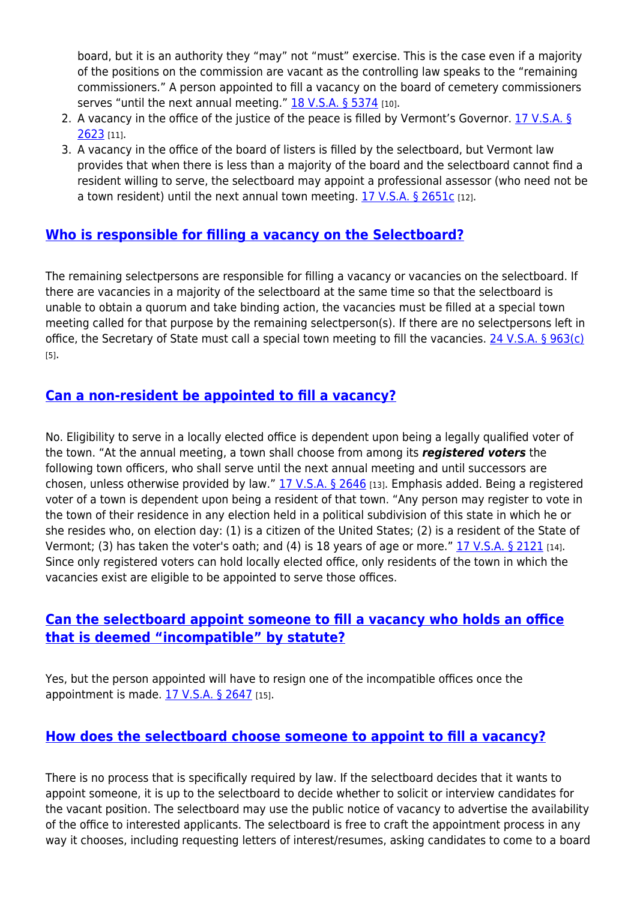board, but it is an authority they "may" not "must" exercise. This is the case even if a majority of the positions on the commission are vacant as the controlling law speaks to the "remaining commissioners." A person appointed to fill a vacancy on the board of cemetery commissioners serves "until the next annual meeting." [18 V.S.A. § 5374](#) [10].

2. A vacancy in the office of the justice of the peace is filled by Vermont's Governor. [17 V.S.A. § 2623](#) [11].
3. A vacancy in the office of the board of listers is filled by the selectboard, but Vermont law provides that when there is less than a majority of the board and the selectboard cannot find a resident willing to serve, the selectboard may appoint a professional assessor (who need not be a town resident) until the next annual town meeting. [17 V.S.A. § 2651c](#) [12].

## Who is responsible for filling a vacancy on the Selectboard?

The remaining selectpersons are responsible for filling a vacancy or vacancies on the selectboard. If there are vacancies in a majority of the selectboard at the same time so that the selectboard is unable to obtain a quorum and take binding action, the vacancies must be filled at a special town meeting called for that purpose by the remaining selectperson(s). If there are no selectpersons left in office, the Secretary of State must call a special town meeting to fill the vacancies. [24 V.S.A. § 963(c)](#) [5].

## Can a non-resident be appointed to fill a vacancy?

No. Eligibility to serve in a locally elected office is dependent upon being a legally qualified voter of the town. "At the annual meeting, a town shall choose from among its ***registered voters*** the following town officers, who shall serve until the next annual meeting and until successors are chosen, unless otherwise provided by law." [17 V.S.A. § 2646](#) [13]. Emphasis added. Being a registered voter of a town is dependent upon being a resident of that town. "Any person may register to vote in the town of their residence in any election held in a political subdivision of this state in which he or she resides who, on election day: (1) is a citizen of the United States; (2) is a resident of the State of Vermont; (3) has taken the voter's oath; and (4) is 18 years of age or more." [17 V.S.A. § 2121](#) [14]. Since only registered voters can hold locally elected office, only residents of the town in which the vacancies exist are eligible to be appointed to serve those offices.

## Can the selectboard appoint someone to fill a vacancy who holds an office that is deemed "incompatible" by statute?

Yes, but the person appointed will have to resign one of the incompatible offices once the appointment is made. [17 V.S.A. § 2647](#) [15].

## How does the selectboard choose someone to appoint to fill a vacancy?

There is no process that is specifically required by law. If the selectboard decides that it wants to appoint someone, it is up to the selectboard to decide whether to solicit or interview candidates for the vacant position. The selectboard may use the public notice of vacancy to advertise the availability of the office to interested applicants. The selectboard is free to craft the appointment process in any way it chooses, including requesting letters of interest/resumes, asking candidates to come to a board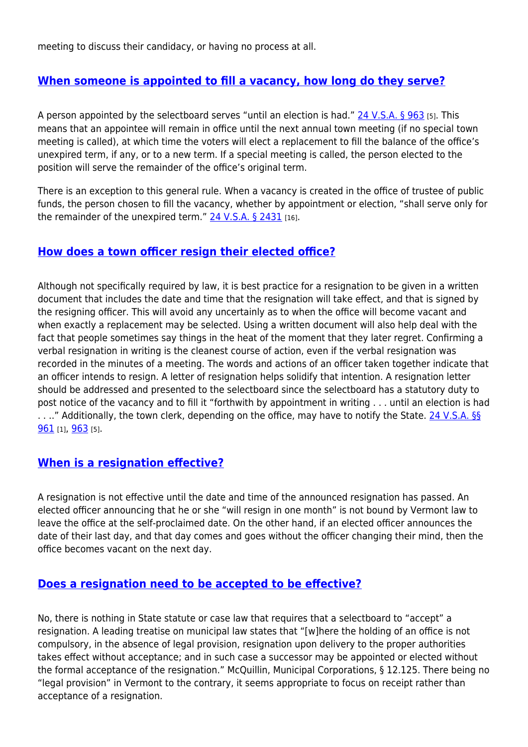meeting to discuss their candidacy, or having no process at all.

## [When someone is appointed to fill a vacancy, how long do they serve?]

A person appointed by the selectboard serves "until an election is had." [24 V.S.A. § 963] [5]. This means that an appointee will remain in office until the next annual town meeting (if no special town meeting is called), at which time the voters will elect a replacement to fill the balance of the office's unexpired term, if any, or to a new term. If a special meeting is called, the person elected to the position will serve the remainder of the office's original term.

There is an exception to this general rule. When a vacancy is created in the office of trustee of public funds, the person chosen to fill the vacancy, whether by appointment or election, "shall serve only for the remainder of the unexpired term." [24 V.S.A. § 2431] [16].

## [How does a town officer resign their elected office?]

Although not specifically required by law, it is best practice for a resignation to be given in a written document that includes the date and time that the resignation will take effect, and that is signed by the resigning officer. This will avoid any uncertainly as to when the office will become vacant and when exactly a replacement may be selected. Using a written document will also help deal with the fact that people sometimes say things in the heat of the moment that they later regret. Confirming a verbal resignation in writing is the cleanest course of action, even if the verbal resignation was recorded in the minutes of a meeting. The words and actions of an officer taken together indicate that an officer intends to resign. A letter of resignation helps solidify that intention. A resignation letter should be addressed and presented to the selectboard since the selectboard has a statutory duty to post notice of the vacancy and to fill it "forthwith by appointment in writing . . . until an election is had . . .." Additionally, the town clerk, depending on the office, may have to notify the State. [24 V.S.A. §§ 961] [1], [963] [5].

## [When is a resignation effective?]

A resignation is not effective until the date and time of the announced resignation has passed. An elected officer announcing that he or she "will resign in one month" is not bound by Vermont law to leave the office at the self-proclaimed date. On the other hand, if an elected officer announces the date of their last day, and that day comes and goes without the officer changing their mind, then the office becomes vacant on the next day.

## [Does a resignation need to be accepted to be effective?]

No, there is nothing in State statute or case law that requires that a selectboard to "accept" a resignation. A leading treatise on municipal law states that "[w]here the holding of an office is not compulsory, in the absence of legal provision, resignation upon delivery to the proper authorities takes effect without acceptance; and in such case a successor may be appointed or elected without the formal acceptance of the resignation." McQuillin, Municipal Corporations, § 12.125. There being no "legal provision" in Vermont to the contrary, it seems appropriate to focus on receipt rather than acceptance of a resignation.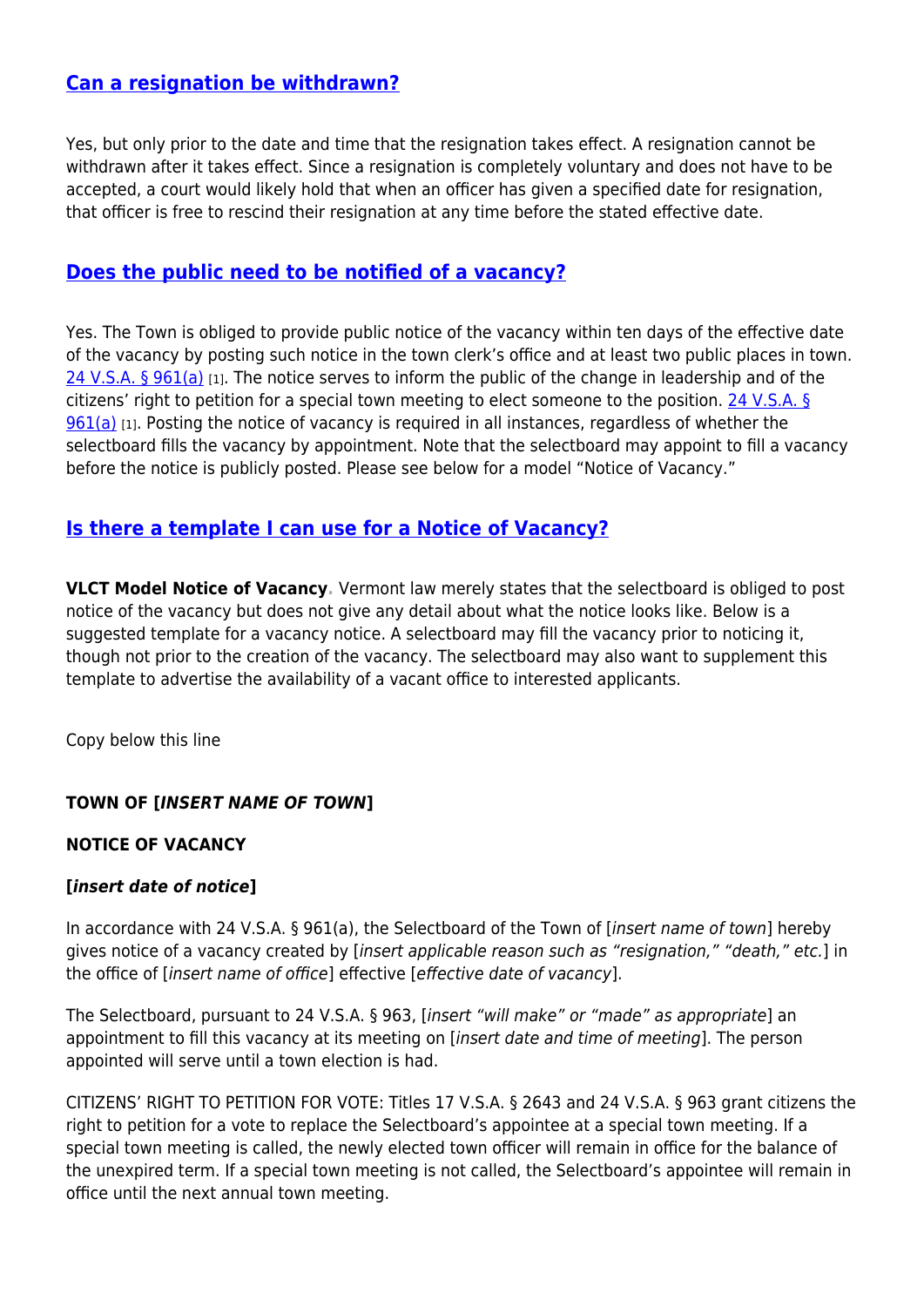## [Can a resignation be withdrawn?](#)

Yes, but only prior to the date and time that the resignation takes effect. A resignation cannot be withdrawn after it takes effect. Since a resignation is completely voluntary and does not have to be accepted, a court would likely hold that when an officer has given a specified date for resignation, that officer is free to rescind their resignation at any time before the stated effective date.

## [Does the public need to be notified of a vacancy?](#)

Yes. The Town is obliged to provide public notice of the vacancy within ten days of the effective date of the vacancy by posting such notice in the town clerk's office and at least two public places in town. [24 V.S.A. § 961(a)](#) [1]. The notice serves to inform the public of the change in leadership and of the citizens' right to petition for a special town meeting to elect someone to the position. [24 V.S.A. § 961(a)](#) [1]. Posting the notice of vacancy is required in all instances, regardless of whether the selectboard fills the vacancy by appointment. Note that the selectboard may appoint to fill a vacancy before the notice is publicly posted. Please see below for a model "Notice of Vacancy."

## [Is there a template I can use for a Notice of Vacancy?](#)

**VLCT Model Notice of Vacancy**. Vermont law merely states that the selectboard is obliged to post notice of the vacancy but does not give any detail about what the notice looks like. Below is a suggested template for a vacancy notice. A selectboard may fill the vacancy prior to noticing it, though not prior to the creation of the vacancy. The selectboard may also want to supplement this template to advertise the availability of a vacant office to interested applicants.

Copy below this line

**TOWN OF [*INSERT NAME OF TOWN*]**

**NOTICE OF VACANCY**

**[*insert date of notice*]**

In accordance with 24 V.S.A. § 961(a), the Selectboard of the Town of [*insert name of town*] hereby gives notice of a vacancy created by [*insert applicable reason such as "resignation," "death," etc.*] in the office of [*insert name of office*] effective [*effective date of vacancy*].

The Selectboard, pursuant to 24 V.S.A. § 963, [*insert "will make" or "made" as appropriate*] an appointment to fill this vacancy at its meeting on [*insert date and time of meeting*]. The person appointed will serve until a town election is had.

CITIZENS' RIGHT TO PETITION FOR VOTE: Titles 17 V.S.A. § 2643 and 24 V.S.A. § 963 grant citizens the right to petition for a vote to replace the Selectboard's appointee at a special town meeting. If a special town meeting is called, the newly elected town officer will remain in office for the balance of the unexpired term. If a special town meeting is not called, the Selectboard's appointee will remain in office until the next annual town meeting.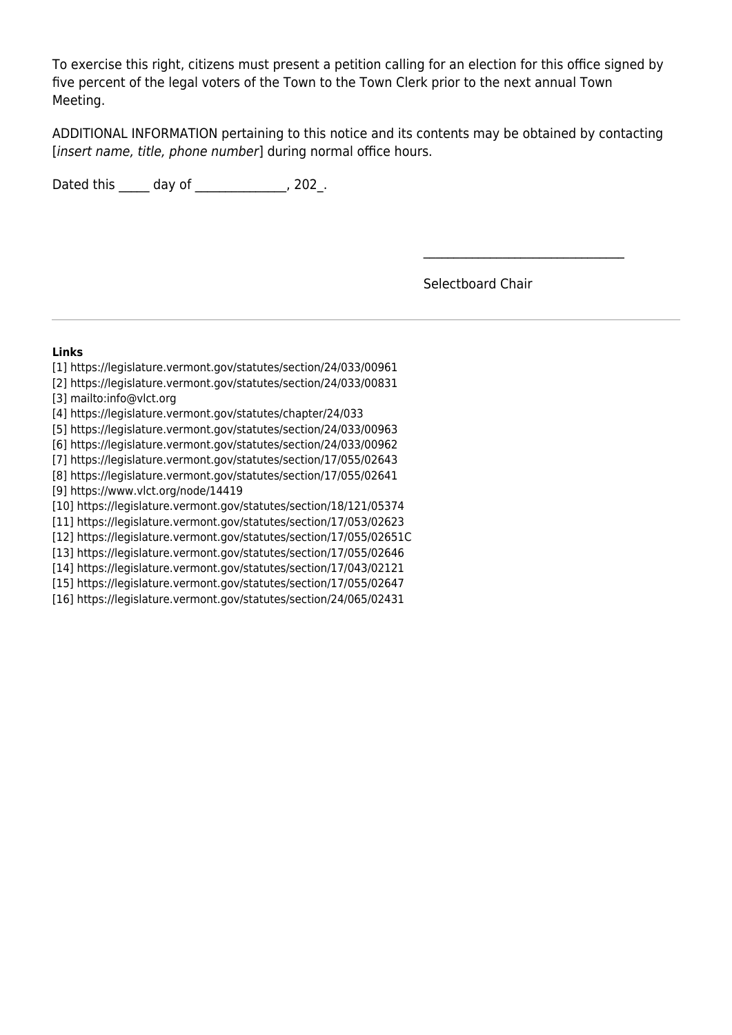To exercise this right, citizens must present a petition calling for an election for this office signed by five percent of the legal voters of the Town to the Town Clerk prior to the next annual Town Meeting.

ADDITIONAL INFORMATION pertaining to this notice and its contents may be obtained by contacting [*insert name, title, phone number*] during normal office hours.

Dated this _____ day of ______________, 202_.

_______________________________

Selectboard Chair

---

**Links**

[1] https://legislature.vermont.gov/statutes/section/24/033/00961
[2] https://legislature.vermont.gov/statutes/section/24/033/00831
[3] mailto:info@vlct.org
[4] https://legislature.vermont.gov/statutes/chapter/24/033
[5] https://legislature.vermont.gov/statutes/section/24/033/00963
[6] https://legislature.vermont.gov/statutes/section/24/033/00962
[7] https://legislature.vermont.gov/statutes/section/17/055/02643
[8] https://legislature.vermont.gov/statutes/section/17/055/02641
[9] https://www.vlct.org/node/14419
[10] https://legislature.vermont.gov/statutes/section/18/121/05374
[11] https://legislature.vermont.gov/statutes/section/17/053/02623
[12] https://legislature.vermont.gov/statutes/section/17/055/02651C
[13] https://legislature.vermont.gov/statutes/section/17/055/02646
[14] https://legislature.vermont.gov/statutes/section/17/043/02121
[15] https://legislature.vermont.gov/statutes/section/17/055/02647
[16] https://legislature.vermont.gov/statutes/section/24/065/02431